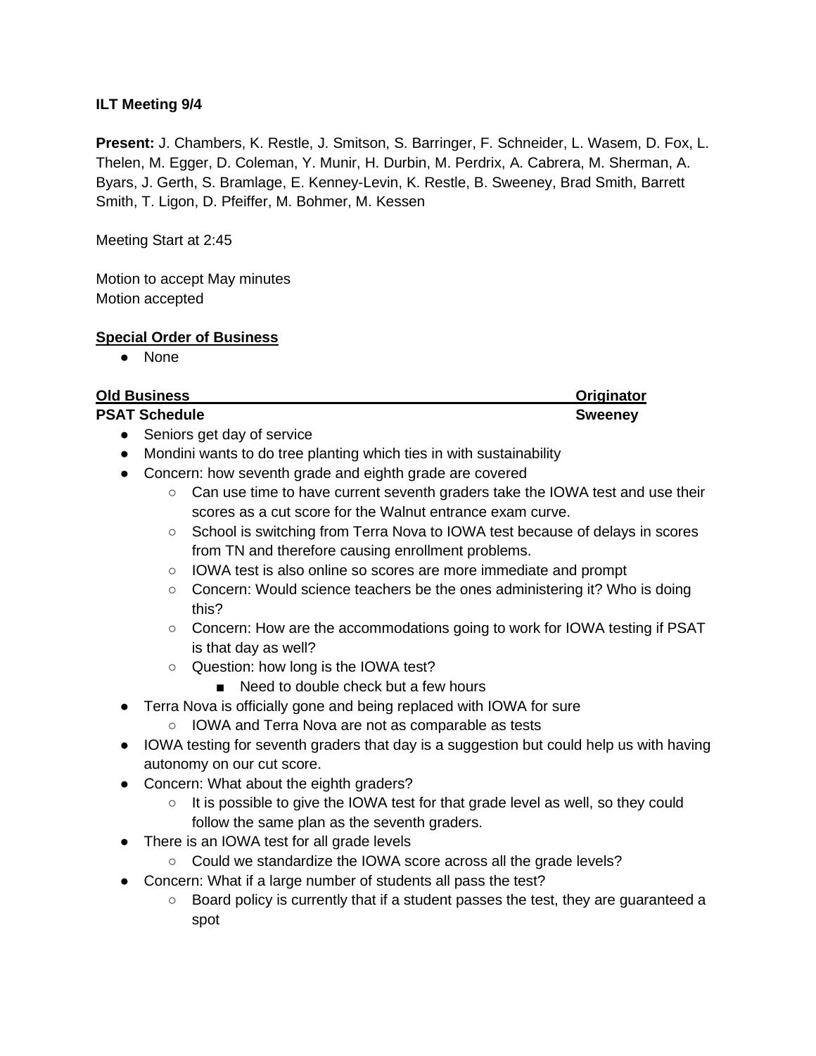**ILT Meeting 9/4**

**Present:** J. Chambers, K. Restle, J. Smitson, S. Barringer, F. Schneider, L. Wasem, D. Fox, L. Thelen, M. Egger, D. Coleman, Y. Munir, H. Durbin, M. Perdrix, A. Cabrera, M. Sherman, A. Byars, J. Gerth, S. Bramlage, E. Kenney-Levin, K. Restle, B. Sweeney, Brad Smith, Barrett Smith, T. Ligon, D. Pfeiffer, M. Bohmer, M. Kessen

Meeting Start at 2:45

Motion to accept May minutes
Motion accepted

**Special Order of Business**

- None

| **Old Business** | **Originator** |
|---|---|
| **PSAT Schedule** | **Sweeney** |

- Seniors get day of service
- Mondini wants to do tree planting which ties in with sustainability
- Concern: how seventh grade and eighth grade are covered
  - Can use time to have current seventh graders take the IOWA test and use their scores as a cut score for the Walnut entrance exam curve.
  - School is switching from Terra Nova to IOWA test because of delays in scores from TN and therefore causing enrollment problems.
  - IOWA test is also online so scores are more immediate and prompt
  - Concern: Would science teachers be the ones administering it? Who is doing this?
  - Concern: How are the accommodations going to work for IOWA testing if PSAT is that day as well?
  - Question: how long is the IOWA test?
    - Need to double check but a few hours
- Terra Nova is officially gone and being replaced with IOWA for sure
  - IOWA and Terra Nova are not as comparable as tests
- IOWA testing for seventh graders that day is a suggestion but could help us with having autonomy on our cut score.
- Concern: What about the eighth graders?
  - It is possible to give the IOWA test for that grade level as well, so they could follow the same plan as the seventh graders.
- There is an IOWA test for all grade levels
  - Could we standardize the IOWA score across all the grade levels?
- Concern: What if a large number of students all pass the test?
  - Board policy is currently that if a student passes the test, they are guaranteed a spot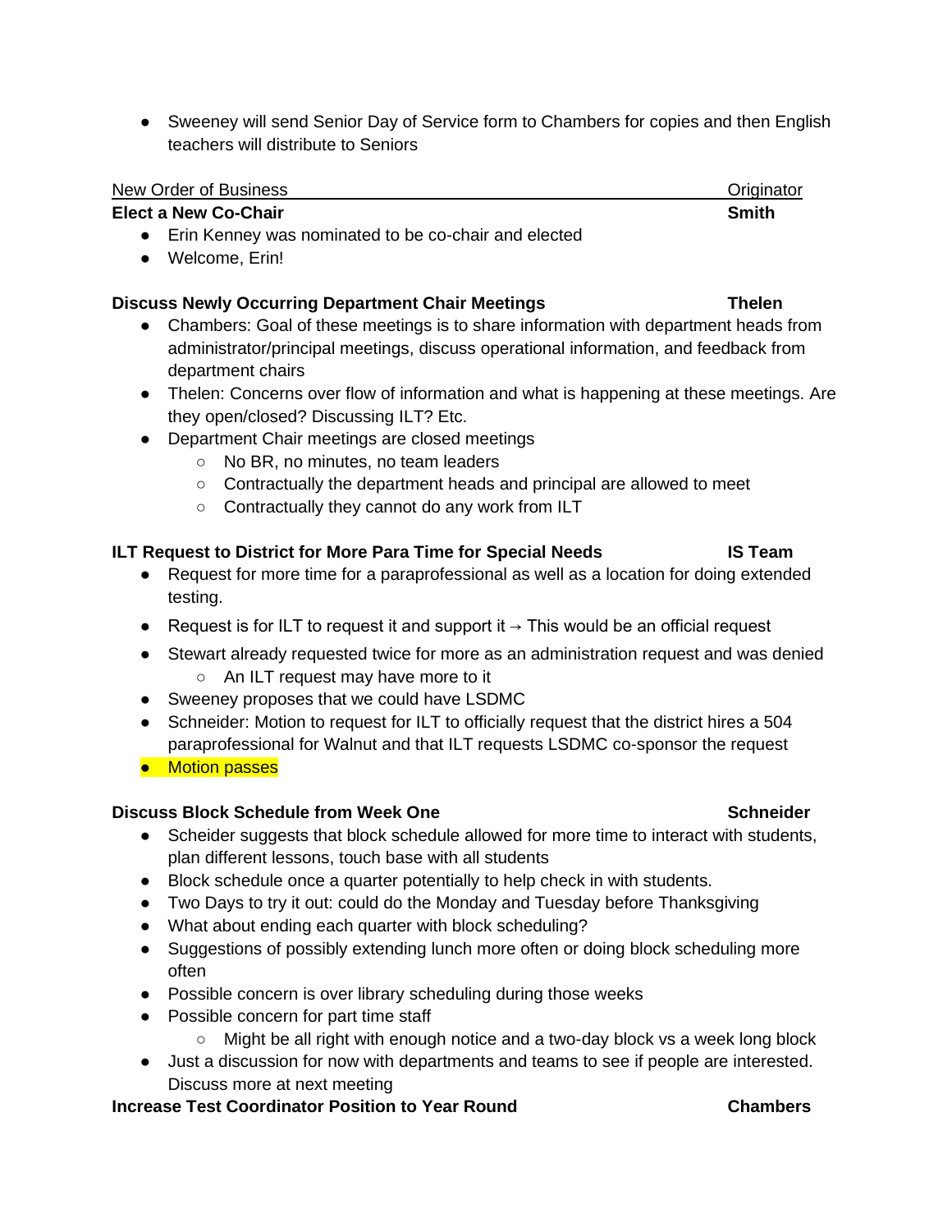- Sweeney will send Senior Day of Service form to Chambers for copies and then English teachers will distribute to Seniors

| New Order of Business | Originator |
|---|---|

**Elect a New Co-Chair** — **Smith**

- Erin Kenney was nominated to be co-chair and elected
- Welcome, Erin!

**Discuss Newly Occurring Department Chair Meetings** — **Thelen**

- Chambers: Goal of these meetings is to share information with department heads from administrator/principal meetings, discuss operational information, and feedback from department chairs
- Thelen: Concerns over flow of information and what is happening at these meetings. Are they open/closed? Discussing ILT? Etc.
- Department Chair meetings are closed meetings
  - No BR, no minutes, no team leaders
  - Contractually the department heads and principal are allowed to meet
  - Contractually they cannot do any work from ILT

**ILT Request to District for More Para Time for Special Needs** — **IS Team**

- Request for more time for a paraprofessional as well as a location for doing extended testing.
- Request is for ILT to request it and support it → This would be an official request
- Stewart already requested twice for more as an administration request and was denied
  - An ILT request may have more to it
- Sweeney proposes that we could have LSDMC
- Schneider: Motion to request for ILT to officially request that the district hires a 504 paraprofessional for Walnut and that ILT requests LSDMC co-sponsor the request
- Motion passes

**Discuss Block Schedule from Week One** — **Schneider**

- Scheider suggests that block schedule allowed for more time to interact with students, plan different lessons, touch base with all students
- Block schedule once a quarter potentially to help check in with students.
- Two Days to try it out: could do the Monday and Tuesday before Thanksgiving
- What about ending each quarter with block scheduling?
- Suggestions of possibly extending lunch more often or doing block scheduling more often
- Possible concern is over library scheduling during those weeks
- Possible concern for part time staff
  - Might be all right with enough notice and a two-day block vs a week long block
- Just a discussion for now with departments and teams to see if people are interested. Discuss more at next meeting

**Increase Test Coordinator Position to Year Round** — **Chambers**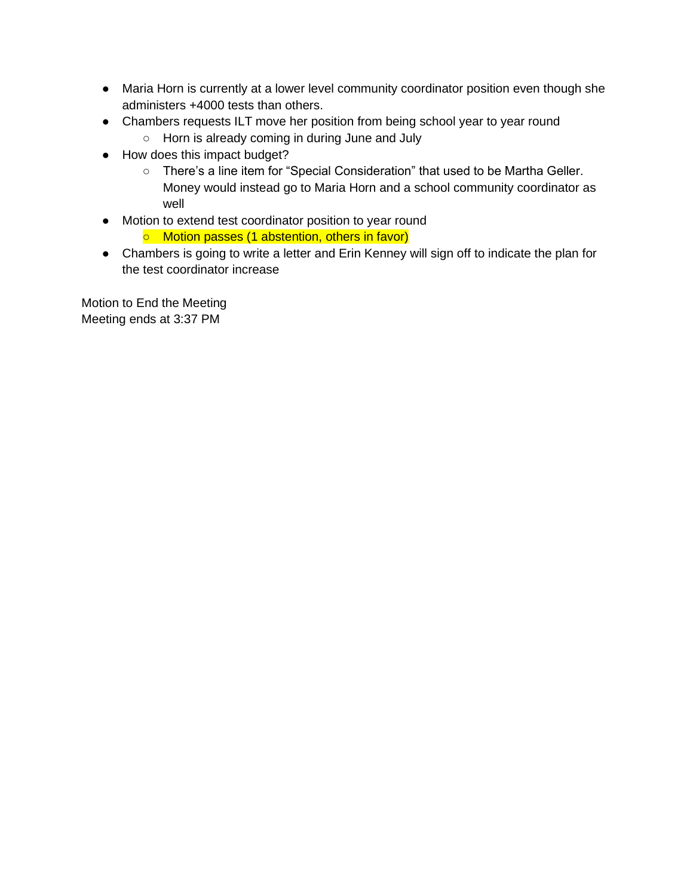- Maria Horn is currently at a lower level community coordinator position even though she administers +4000 tests than others.
- Chambers requests ILT move her position from being school year to year round
  - Horn is already coming in during June and July
- How does this impact budget?
  - There's a line item for "Special Consideration" that used to be Martha Geller. Money would instead go to Maria Horn and a school community coordinator as well
- Motion to extend test coordinator position to year round
  - Motion passes (1 abstention, others in favor)
- Chambers is going to write a letter and Erin Kenney will sign off to indicate the plan for the test coordinator increase

Motion to End the Meeting
Meeting ends at 3:37 PM